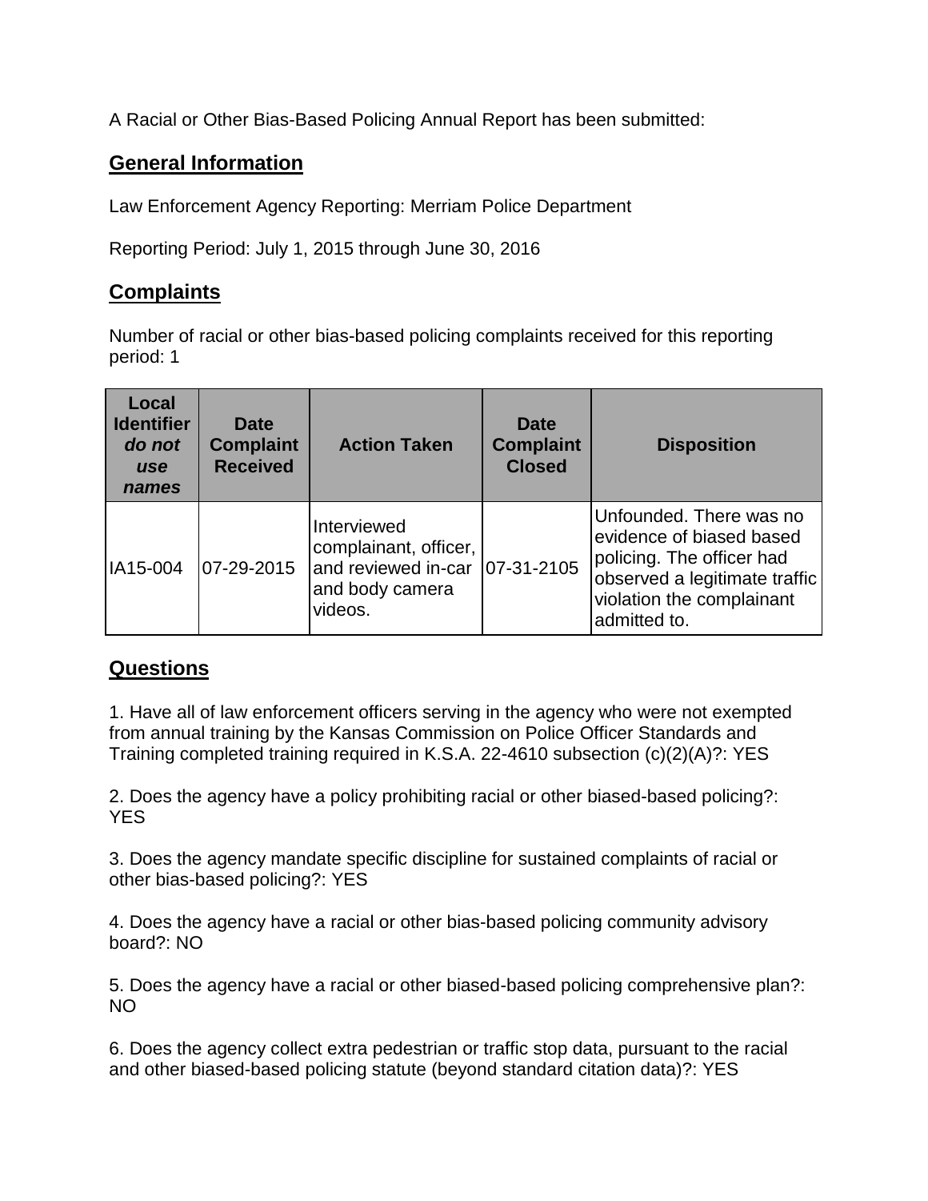A Racial or Other Bias-Based Policing Annual Report has been submitted:

## General Information

Law Enforcement Agency Reporting: Merriam Police Department

Reporting Period: July 1, 2015 through June 30, 2016

## Complaints

Number of racial or other bias-based policing complaints received for this reporting period: 1

| Local Identifier *do not use names* | Date Complaint Received | Action Taken | Date Complaint Closed | Disposition |
|---|---|---|---|---|
| IA15-004 | 07-29-2015 | Interviewed complainant, officer, and reviewed in-car and body camera videos. | 07-31-2105 | Unfounded. There was no evidence of biased based policing. The officer had observed a legitimate traffic violation the complainant admitted to. |

## Questions

1. Have all of law enforcement officers serving in the agency who were not exempted from annual training by the Kansas Commission on Police Officer Standards and Training completed training required in K.S.A. 22-4610 subsection (c)(2)(A)?: YES

2. Does the agency have a policy prohibiting racial or other biased-based policing?: YES

3. Does the agency mandate specific discipline for sustained complaints of racial or other bias-based policing?: YES

4. Does the agency have a racial or other bias-based policing community advisory board?: NO

5. Does the agency have a racial or other biased-based policing comprehensive plan?: NO

6. Does the agency collect extra pedestrian or traffic stop data, pursuant to the racial and other biased-based policing statute (beyond standard citation data)?: YES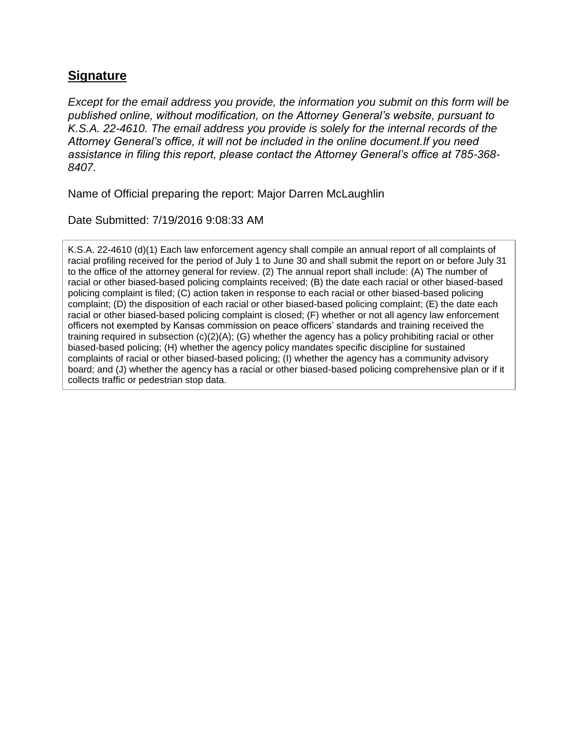## Signature

*Except for the email address you provide, the information you submit on this form will be published online, without modification, on the Attorney General's website, pursuant to K.S.A. 22-4610. The email address you provide is solely for the internal records of the Attorney General's office, it will not be included in the online document.If you need assistance in filing this report, please contact the Attorney General's office at 785-368-8407.*

Name of Official preparing the report: Major Darren McLaughlin

Date Submitted: 7/19/2016 9:08:33 AM

K.S.A. 22-4610 (d)(1) Each law enforcement agency shall compile an annual report of all complaints of racial profiling received for the period of July 1 to June 30 and shall submit the report on or before July 31 to the office of the attorney general for review. (2) The annual report shall include: (A) The number of racial or other biased-based policing complaints received; (B) the date each racial or other biased-based policing complaint is filed; (C) action taken in response to each racial or other biased-based policing complaint; (D) the disposition of each racial or other biased-based policing complaint; (E) the date each racial or other biased-based policing complaint is closed; (F) whether or not all agency law enforcement officers not exempted by Kansas commission on peace officers' standards and training received the training required in subsection (c)(2)(A); (G) whether the agency has a policy prohibiting racial or other biased-based policing; (H) whether the agency policy mandates specific discipline for sustained complaints of racial or other biased-based policing; (I) whether the agency has a community advisory board; and (J) whether the agency has a racial or other biased-based policing comprehensive plan or if it collects traffic or pedestrian stop data.